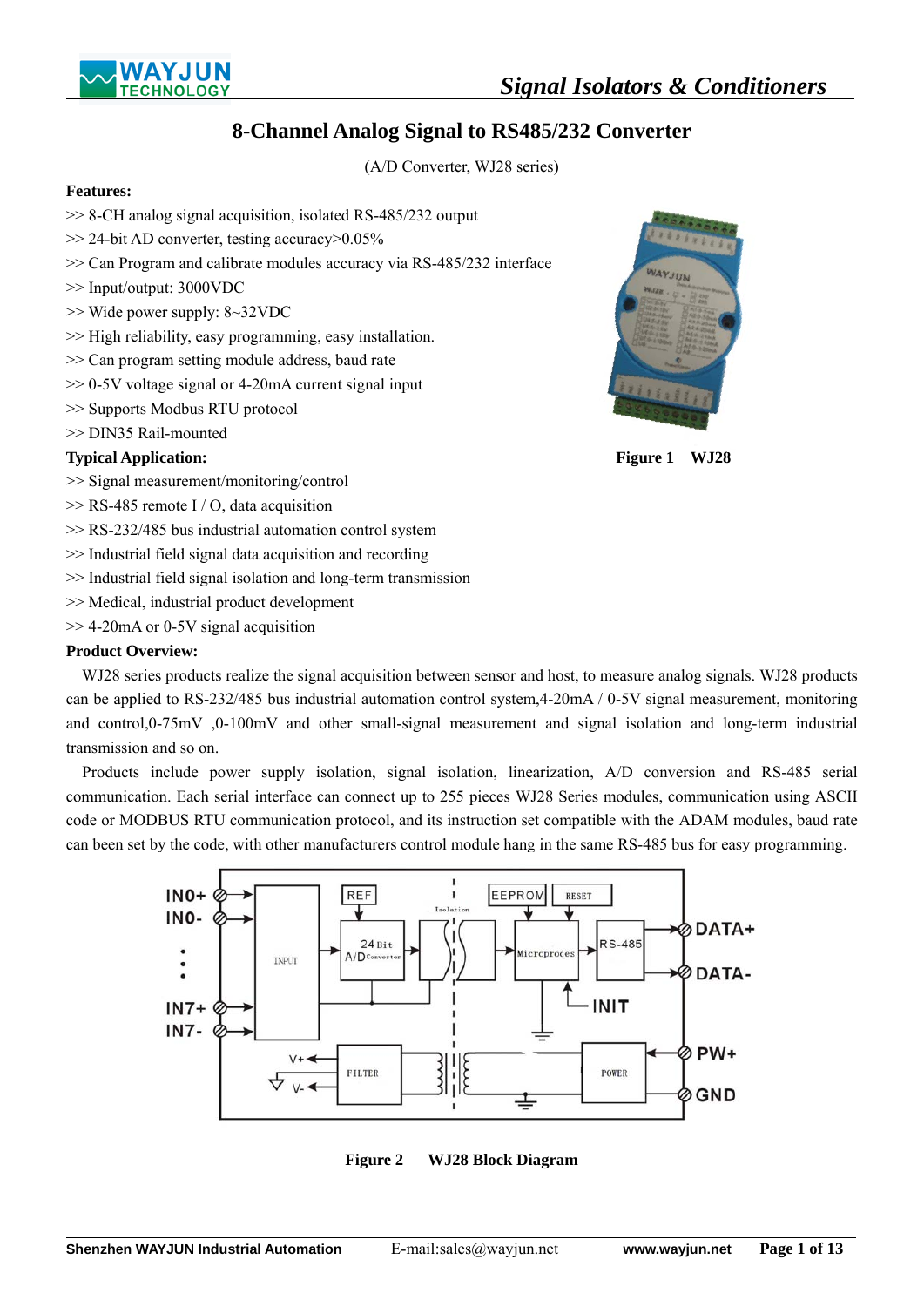# 8-Channel Analog Signal to RS485/232 Converter

(A/D Converter, WJ28 series)

**Features:**

>> 8-CH analog signal acquisition, isolated RS-485/232 output
>> 24-bit AD converter, testing accuracy>0.05%
>> Can Program and calibrate modules accuracy via RS-485/232 interface
>> Input/output: 3000VDC
>> Wide power supply: 8~32VDC
>> High reliability, easy programming, easy installation.
>> Can program setting module address, baud rate
>> 0-5V voltage signal or 4-20mA current signal input
>> Supports Modbus RTU protocol
>> DIN35 Rail-mounted

**Figure 1 WJ28**

**Typical Application:**

>> Signal measurement/monitoring/control
>> RS-485 remote I / O, data acquisition
>> RS-232/485 bus industrial automation control system
>> Industrial field signal data acquisition and recording
>> Industrial field signal isolation and long-term transmission
>> Medical, industrial product development
>> 4-20mA or 0-5V signal acquisition

**Product Overview:**

WJ28 series products realize the signal acquisition between sensor and host, to measure analog signals. WJ28 products can be applied to RS-232/485 bus industrial automation control system,4-20mA / 0-5V signal measurement, monitoring and control,0-75mV ,0-100mV and other small-signal measurement and signal isolation and long-term industrial transmission and so on.

Products include power supply isolation, signal isolation, linearization, A/D conversion and RS-485 serial communication. Each serial interface can connect up to 255 pieces WJ28 Series modules, communication using ASCII code or MODBUS RTU communication protocol, and its instruction set compatible with the ADAM modules, baud rate can been set by the code, with other manufacturers control module hang in the same RS-485 bus for easy programming.

**Figure 2 WJ28 Block Diagram**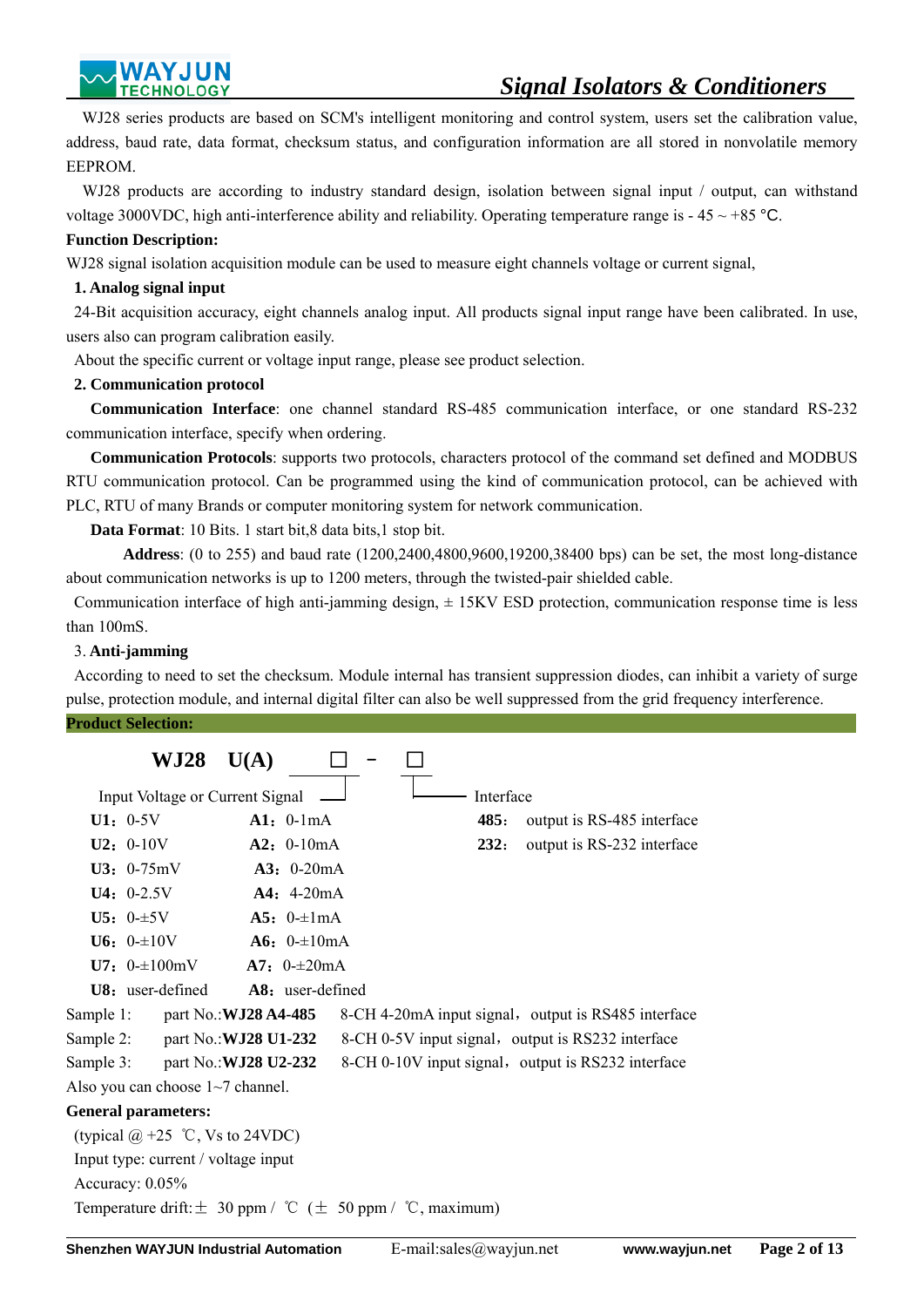WJ28 series products are based on SCM's intelligent monitoring and control system, users set the calibration value, address, baud rate, data format, checksum status, and configuration information are all stored in nonvolatile memory EEPROM.

WJ28 products are according to industry standard design, isolation between signal input / output, can withstand voltage 3000VDC, high anti-interference ability and reliability. Operating temperature range is - 45 ~ +85 ℃.

**Function Description:**

WJ28 signal isolation acquisition module can be used to measure eight channels voltage or current signal,

**1. Analog signal input**

24-Bit acquisition accuracy, eight channels analog input. All products signal input range have been calibrated. In use, users also can program calibration easily.

About the specific current or voltage input range, please see product selection.

**2. Communication protocol**

**Communication Interface**: one channel standard RS-485 communication interface, or one standard RS-232 communication interface, specify when ordering.

**Communication Protocols**: supports two protocols, characters protocol of the command set defined and MODBUS RTU communication protocol. Can be programmed using the kind of communication protocol, can be achieved with PLC, RTU of many Brands or computer monitoring system for network communication.

**Data Format**: 10 Bits. 1 start bit,8 data bits,1 stop bit.

**Address**: (0 to 255) and baud rate (1200,2400,4800,9600,19200,38400 bps) can be set, the most long-distance about communication networks is up to 1200 meters, through the twisted-pair shielded cable.

Communication interface of high anti-jamming design, ± 15KV ESD protection, communication response time is less than 100mS.

3. **Anti-jamming**

According to need to set the checksum. Module internal has transient suppression diodes, can inhibit a variety of surge pulse, protection module, and internal digital filter can also be well suppressed from the grid frequency interference.

**Product Selection:**

**WJ28 U(A) □ - □**

Input Voltage or Current Signal — Interface

| Voltage | Current | Interface |
|---|---|---|
| **U1**：0-5V | **A1**：0-1mA | **485**：output is RS-485 interface |
| **U2**：0-10V | **A2**：0-10mA | **232**：output is RS-232 interface |
| **U3**：0-75mV | **A3**：0-20mA | |
| **U4**：0-2.5V | **A4**：4-20mA | |
| **U5**：0-±5V | **A5**：0-±1mA | |
| **U6**：0-±10V | **A6**：0-±10mA | |
| **U7**：0-±100mV | **A7**：0-±20mA | |
| **U8**：user-defined | **A8**：user-defined | |

Sample 1: part No.:**WJ28 A4-485** 8-CH 4-20mA input signal，output is RS485 interface

Sample 2: part No.:**WJ28 U1-232** 8-CH 0-5V input signal，output is RS232 interface

Sample 3: part No.:**WJ28 U2-232** 8-CH 0-10V input signal，output is RS232 interface

Also you can choose 1~7 channel.

**General parameters:**

(typical @ +25 ℃, Vs to 24VDC)

Input type: current / voltage input

Accuracy: 0.05%

Temperature drift:± 30 ppm / ℃ (± 50 ppm / ℃, maximum)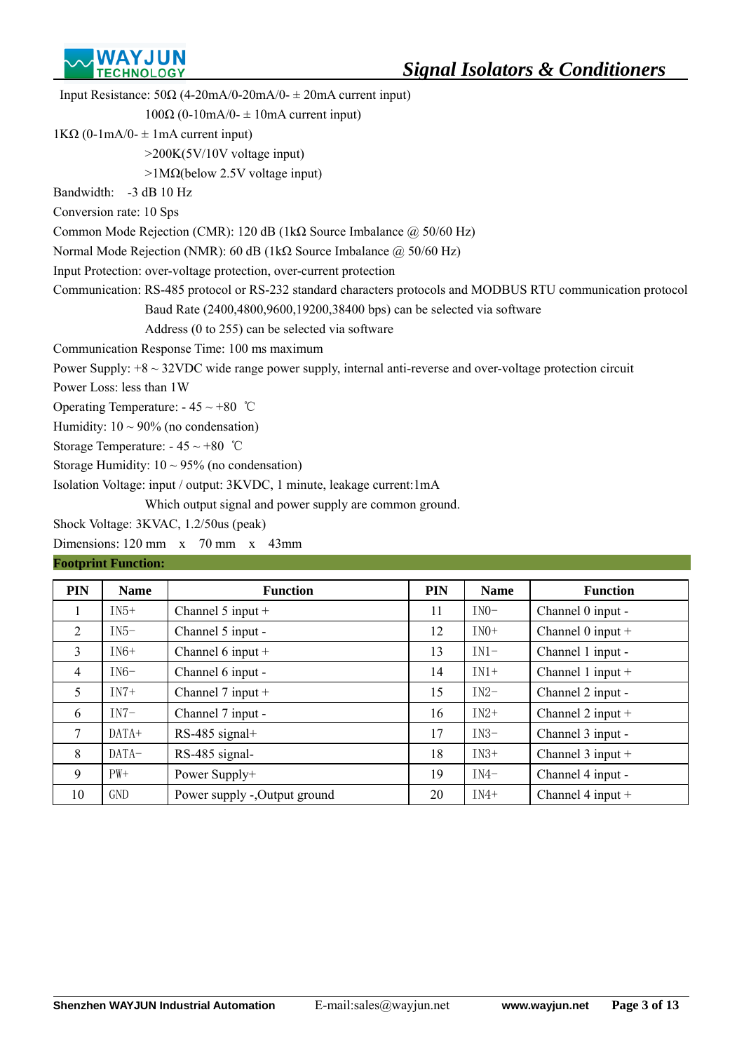Input Resistance: 50Ω (4-20mA/0-20mA/0- ± 20mA current input)

100Ω (0-10mA/0- ± 10mA current input)

1KΩ (0-1mA/0- ± 1mA current input)

>200K(5V/10V voltage input)

>1MΩ(below 2.5V voltage input)

Bandwidth: -3 dB 10 Hz

Conversion rate: 10 Sps

Common Mode Rejection (CMR): 120 dB (1kΩ Source Imbalance @ 50/60 Hz)

Normal Mode Rejection (NMR): 60 dB (1kΩ Source Imbalance @ 50/60 Hz)

Input Protection: over-voltage protection, over-current protection

Communication: RS-485 protocol or RS-232 standard characters protocols and MODBUS RTU communication protocol

Baud Rate (2400,4800,9600,19200,38400 bps) can be selected via software

Address (0 to 255) can be selected via software

Communication Response Time: 100 ms maximum

Power Supply: +8 ~ 32VDC wide range power supply, internal anti-reverse and over-voltage protection circuit

Power Loss: less than 1W

Operating Temperature: - 45 ~ +80 ℃

Humidity: 10 ~ 90% (no condensation)

Storage Temperature: - 45 ~ +80 ℃

Storage Humidity: 10 ~ 95% (no condensation)

Isolation Voltage: input / output: 3KVDC, 1 minute, leakage current:1mA

Which output signal and power supply are common ground.

Shock Voltage: 3KVAC, 1.2/50us (peak)

Dimensions: 120 mm x 70 mm x 43mm

**Footprint Function:**

| PIN | Name | Function | PIN | Name | Function |
|---|---|---|---|---|---|
| 1 | IN5+ | Channel 5 input + | 11 | IN0- | Channel 0 input - |
| 2 | IN5- | Channel 5 input - | 12 | IN0+ | Channel 0 input + |
| 3 | IN6+ | Channel 6 input + | 13 | IN1- | Channel 1 input - |
| 4 | IN6- | Channel 6 input - | 14 | IN1+ | Channel 1 input + |
| 5 | IN7+ | Channel 7 input + | 15 | IN2- | Channel 2 input - |
| 6 | IN7- | Channel 7 input - | 16 | IN2+ | Channel 2 input + |
| 7 | DATA+ | RS-485 signal+ | 17 | IN3- | Channel 3 input - |
| 8 | DATA- | RS-485 signal- | 18 | IN3+ | Channel 3 input + |
| 9 | PW+ | Power Supply+ | 19 | IN4- | Channel 4 input - |
| 10 | GND | Power supply -,Output ground | 20 | IN4+ | Channel 4 input + |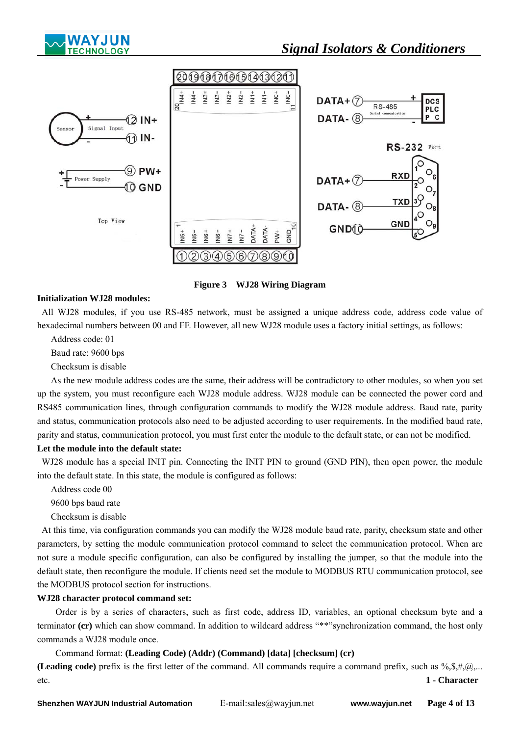Figure 3　WJ28 Wiring Diagram

**Initialization WJ28 modules:**

All WJ28 modules, if you use RS-485 network, must be assigned a unique address code, address code value of hexadecimal numbers between 00 and FF. However, all new WJ28 module uses a factory initial settings, as follows:

Address code: 01

Baud rate: 9600 bps

Checksum is disable

As the new module address codes are the same, their address will be contradictory to other modules, so when you set up the system, you must reconfigure each WJ28 module address. WJ28 module can be connected the power cord and RS485 communication lines, through configuration commands to modify the WJ28 module address. Baud rate, parity and status, communication protocols also need to be adjusted according to user requirements. In the modified baud rate, parity and status, communication protocol, you must first enter the module to the default state, or can not be modified.

**Let the module into the default state:**

WJ28 module has a special INIT pin. Connecting the INIT PIN to ground (GND PIN), then open power, the module into the default state. In this state, the module is configured as follows:

Address code 00

9600 bps baud rate

Checksum is disable

At this time, via configuration commands you can modify the WJ28 module baud rate, parity, checksum state and other parameters, by setting the module communication protocol command to select the communication protocol. When are not sure a module specific configuration, can also be configured by installing the jumper, so that the module into the default state, then reconfigure the module. If clients need set the module to MODBUS RTU communication protocol, see the MODBUS protocol section for instructions.

**WJ28 character protocol command set:**

Order is by a series of characters, such as first code, address ID, variables, an optional checksum byte and a terminator **(cr)** which can show command. In addition to wildcard address "**"synchronization command, the host only commands a WJ28 module once.

Command format: **(Leading Code) (Addr) (Command) [data] [checksum] (cr)**

**(Leading code)** prefix is the first letter of the command. All commands require a command prefix, such as %,$,#,@,... etc. **1 - Character**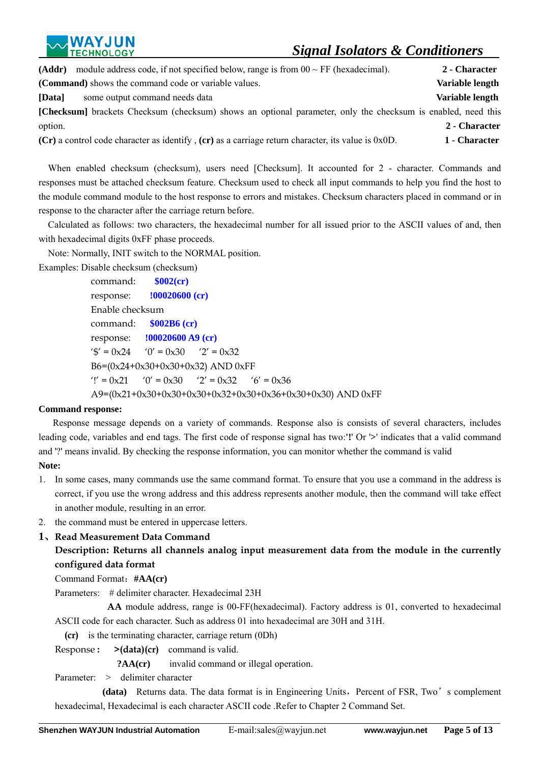**(Addr)** module address code, if not specified below, range is from 00 ~ FF (hexadecimal). **2 - Character**

**(Command)** shows the command code or variable values. **Variable length**

**[Data]** some output command needs data **Variable length**

**[Checksum]** brackets Checksum (checksum) shows an optional parameter, only the checksum is enabled, need this option. **2 - Character**

**(Cr)** a control code character as identify , **(cr)** as a carriage return character, its value is 0x0D. **1 - Character**

When enabled checksum (checksum), users need [Checksum]. It accounted for 2 - character. Commands and responses must be attached checksum feature. Checksum used to check all input commands to help you find the host to the module command module to the host response to errors and mistakes. Checksum characters placed in command or in response to the character after the carriage return before.

Calculated as follows: two characters, the hexadecimal number for all issued prior to the ASCII values of and, then with hexadecimal digits 0xFF phase proceeds.

Note: Normally, INIT switch to the NORMAL position.

Examples: Disable checksum (checksum)

command: **$002(cr)**

response: **!00020600 (cr)**

Enable checksum

command: **$002B6 (cr)**

response: **!00020600 A9 (cr)**

'$' = 0x24 '0' = 0x30 '2' = 0x32

B6=(0x24+0x30+0x30+0x32) AND 0xFF

'!' = 0x21 '0' = 0x30 '2' = 0x32 '6' = 0x36

A9=(0x21+0x30+0x30+0x30+0x32+0x30+0x36+0x30+0x30) AND 0xFF

**Command response:**

Response message depends on a variety of commands. Response also is consists of several characters, includes leading code, variables and end tags. The first code of response signal has two:'!' Or '>' indicates that a valid command and '?' means invalid. By checking the response information, you can monitor whether the command is valid

**Note:**

1. In some cases, many commands use the same command format. To ensure that you use a command in the address is correct, if you use the wrong address and this address represents another module, then the command will take effect in another module, resulting in an error.
2. the command must be entered in uppercase letters.

## 1、Read Measurement Data Command

**Description: Returns all channels analog input measurement data from the module in the currently configured data format**

Command Format：**#AA(cr)**

Parameters: # delimiter character. Hexadecimal 23H

**AA** module address, range is 00-FF(hexadecimal). Factory address is 01, converted to hexadecimal ASCII code for each character. Such as address 01 into hexadecimal are 30H and 31H.

**(cr)** is the terminating character, carriage return (0Dh)

Response : **>(data)(cr)** command is valid.

**?AA(cr)** invalid command or illegal operation.

Parameter: > delimiter character

**(data)** Returns data. The data format is in Engineering Units，Percent of FSR, Two's complement hexadecimal, Hexadecimal is each character ASCII code .Refer to Chapter 2 Command Set.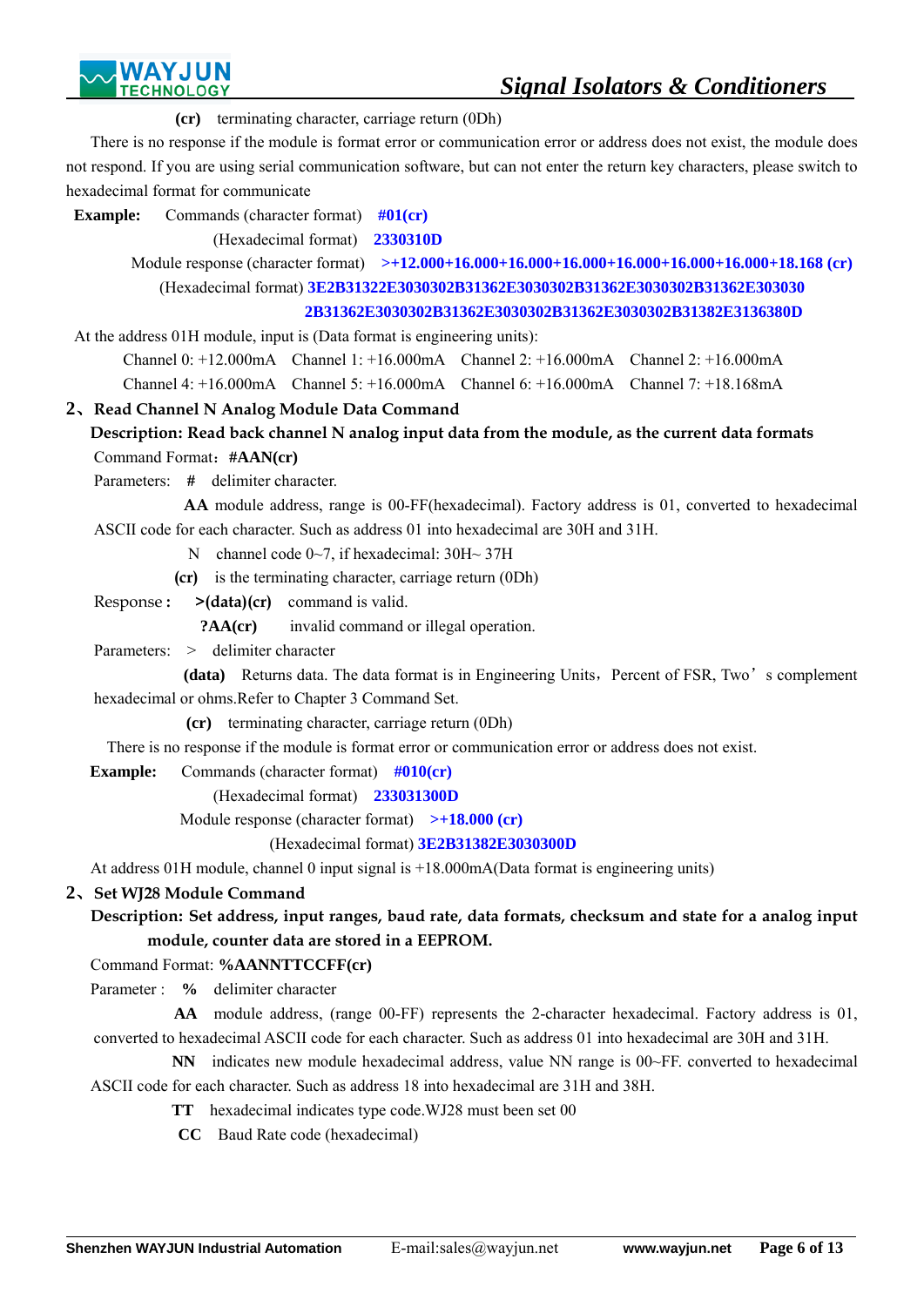**(cr)** terminating character, carriage return (0Dh)

There is no response if the module is format error or communication error or address does not exist, the module does not respond. If you are using serial communication software, but can not enter the return key characters, please switch to hexadecimal format for communicate

**Example:** Commands (character format) **#01(cr)**

(Hexadecimal format) **2330310D**

Module response (character format) **>+12.000+16.000+16.000+16.000+16.000+16.000+16.000+18.168 (cr)**

(Hexadecimal format) **3E2B31322E3030302B31362E3030302B31362E3030302B31362E303030 2B31362E3030302B31362E3030302B31362E3030302B31382E3136380D**

At the address 01H module, input is (Data format is engineering units):

Channel 0: +12.000mA Channel 1: +16.000mA Channel 2: +16.000mA Channel 2: +16.000mA

Channel 4: +16.000mA Channel 5: +16.000mA Channel 6: +16.000mA Channel 7: +18.168mA

## 2、Read Channel N Analog Module Data Command

**Description: Read back channel N analog input data from the module, as the current data formats**

Command Format：**#AAN(cr)**

Parameters: **#** delimiter character.

**AA** module address, range is 00-FF(hexadecimal). Factory address is 01, converted to hexadecimal ASCII code for each character. Such as address 01 into hexadecimal are 30H and 31H.

N channel code 0~7, if hexadecimal: 30H~ 37H

**(cr)** is the terminating character, carriage return (0Dh)

Response： **>(data)(cr)** command is valid.

**?AA(cr)** invalid command or illegal operation.

Parameters: > delimiter character

**(data)** Returns data. The data format is in Engineering Units，Percent of FSR, Two’s complement hexadecimal or ohms.Refer to Chapter 3 Command Set.

**(cr)** terminating character, carriage return (0Dh)

There is no response if the module is format error or communication error or address does not exist.

**Example:** Commands (character format) **#010(cr)**

(Hexadecimal format) **233031300D**

Module response (character format) **>+18.000 (cr)**

(Hexadecimal format) **3E2B31382E3030300D**

At address 01H module, channel 0 input signal is +18.000mA(Data format is engineering units)

## 2、Set WJ28 Module Command

**Description: Set address, input ranges, baud rate, data formats, checksum and state for a analog input module, counter data are stored in a EEPROM.**

Command Format: **%AANNTTCCFF(cr)**

Parameter : **%** delimiter character

**AA** module address, (range 00-FF) represents the 2-character hexadecimal. Factory address is 01, converted to hexadecimal ASCII code for each character. Such as address 01 into hexadecimal are 30H and 31H.

**NN** indicates new module hexadecimal address, value NN range is 00~FF. converted to hexadecimal ASCII code for each character. Such as address 18 into hexadecimal are 31H and 38H.

**TT** hexadecimal indicates type code.WJ28 must been set 00

**CC** Baud Rate code (hexadecimal)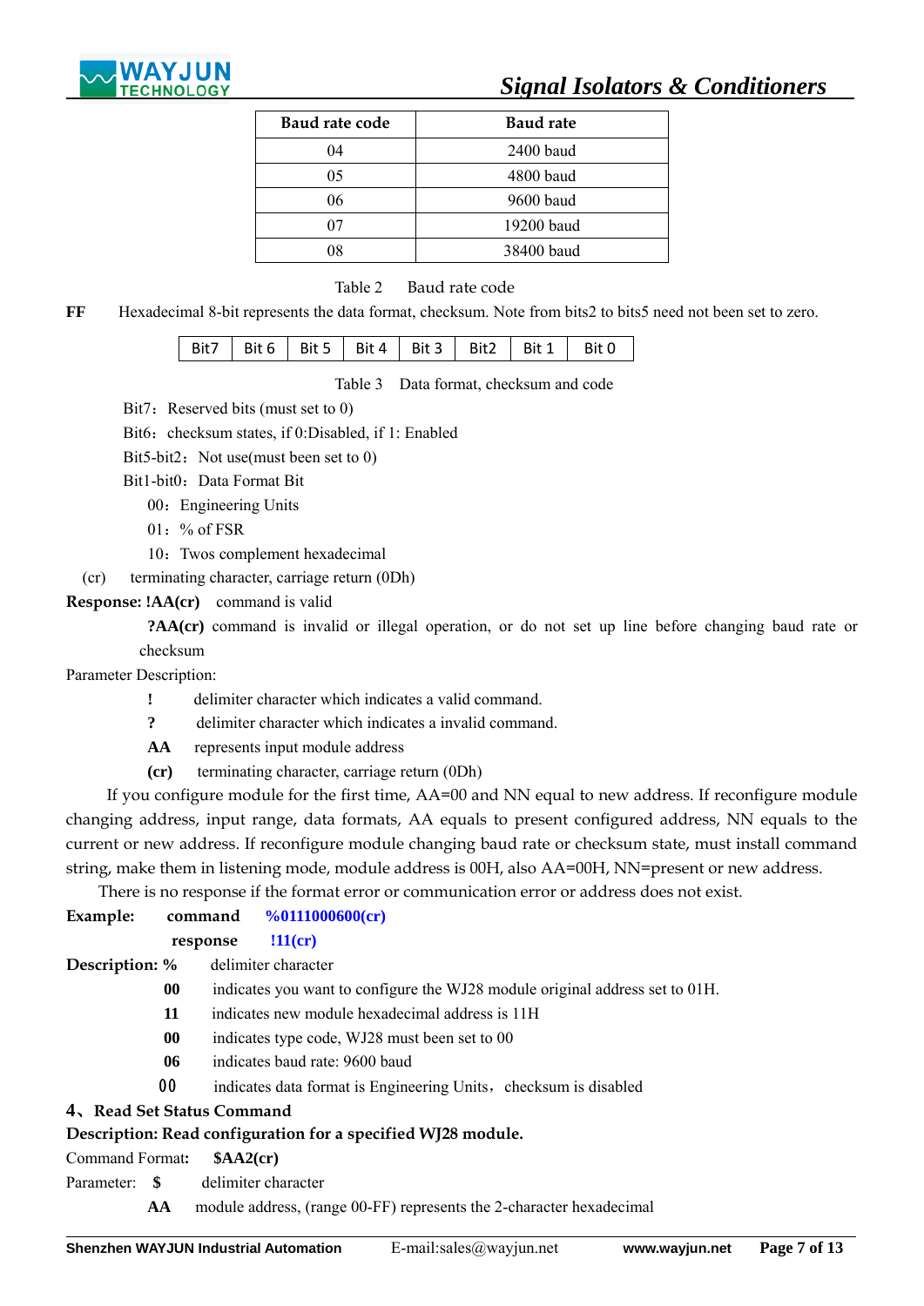| Baud rate code | Baud rate |
|---|---|
| 04 | 2400 baud |
| 05 | 4800 baud |
| 06 | 9600 baud |
| 07 | 19200 baud |
| 08 | 38400 baud |

Table 2　Baud rate code

**FF**　Hexadecimal 8-bit represents the data format, checksum. Note from bits2 to bits5 need not been set to zero.

| Bit7 | Bit 6 | Bit 5 | Bit 4 | Bit 3 | Bit2 | Bit 1 | Bit 0 |
|---|---|---|---|---|---|---|---|

Table 3　Data format, checksum and code

Bit7：Reserved bits (must set to 0)

Bit6：checksum states, if 0:Disabled, if 1: Enabled

Bit5-bit2：Not use(must been set to 0)

Bit1-bit0：Data Format Bit

00：Engineering Units

01：% of FSR

10：Twos complement hexadecimal

(cr)　terminating character, carriage return (0Dh)

**Response: !AA(cr)**　command is valid

**?AA(cr)** command is invalid or illegal operation, or do not set up line before changing baud rate or checksum

Parameter Description:

**!**　delimiter character which indicates a valid command.

**?**　delimiter character which indicates a invalid command.

**AA**　represents input module address

**(cr)**　terminating character, carriage return (0Dh)

If you configure module for the first time, AA=00 and NN equal to new address. If reconfigure module changing address, input range, data formats, AA equals to present configured address, NN equals to the current or new address. If reconfigure module changing baud rate or checksum state, must install command string, make them in listening mode, module address is 00H, also AA=00H, NN=present or new address.

There is no response if the format error or communication error or address does not exist.

**Example:**　**command**　**%0111000600(cr)**

**response**　**!11(cr)**

**Description: %**　delimiter character

**00**　indicates you want to configure the WJ28 module original address set to 01H.

**11**　indicates new module hexadecimal address is 11H

**00**　indicates type code, WJ28 must been set to 00

**06**　indicates baud rate: 9600 baud

**00**　indicates data format is Engineering Units，checksum is disabled

**4、Read Set Status Command**

**Description: Read configuration for a specified WJ28 module.**

Command Format**:**　**$AA2(cr)**

Parameter:　**$**　delimiter character

**AA**　module address, (range 00-FF) represents the 2-character hexadecimal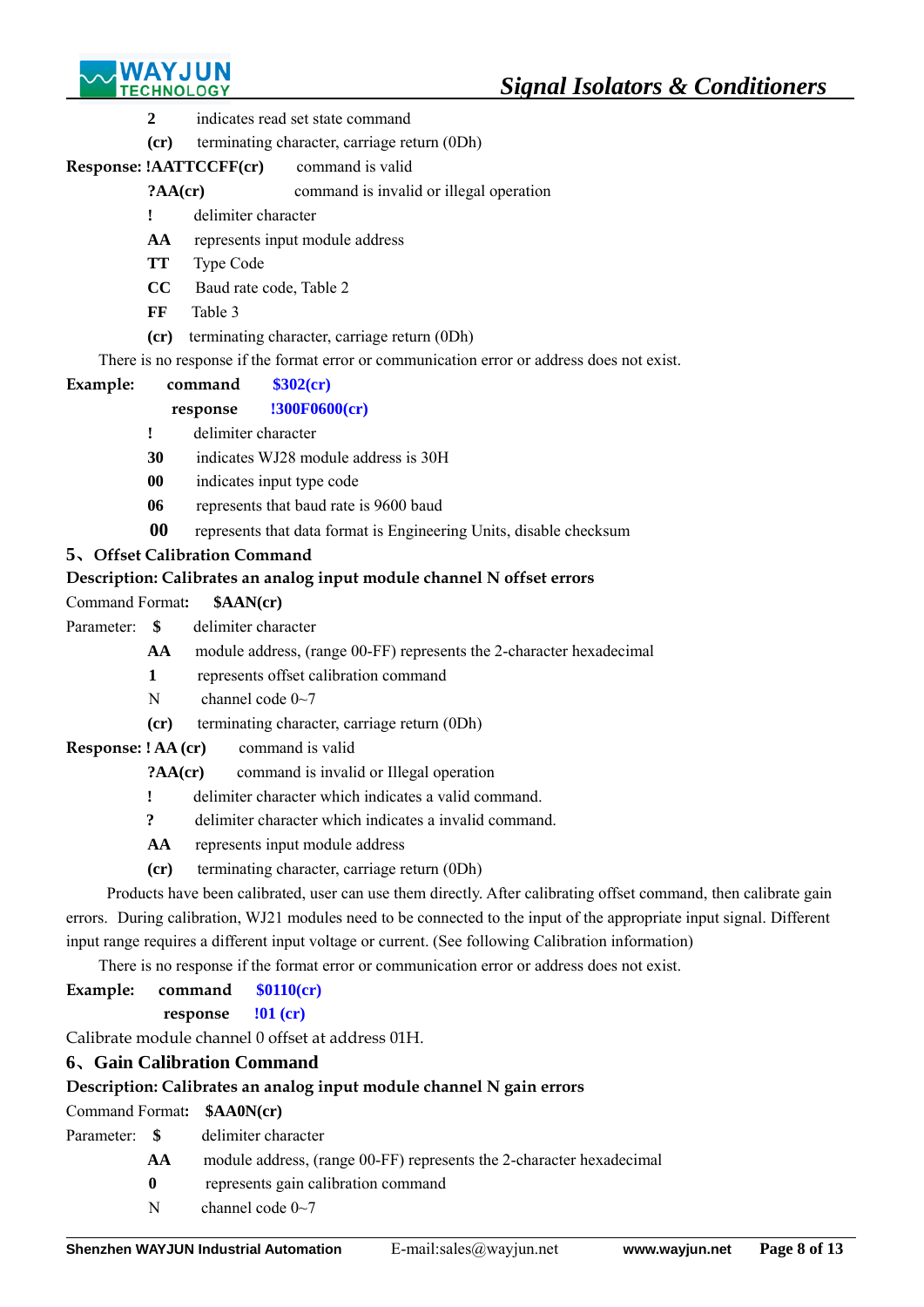**2** indicates read set state command

**(cr)** terminating character, carriage return (0Dh)

**Response: !AATTCCFF(cr)** command is valid

**?AA(cr)** command is invalid or illegal operation

**!** delimiter character

**AA** represents input module address

**TT** Type Code

**CC** Baud rate code, Table 2

**FF** Table 3

**(cr)** terminating character, carriage return (0Dh)

There is no response if the format error or communication error or address does not exist.

**Example:** **command** **$302(cr)**

**response** **!300F0600(cr)**

**!** delimiter character

**30** indicates WJ28 module address is 30H

**00** indicates input type code

**06** represents that baud rate is 9600 baud

**00** represents that data format is Engineering Units, disable checksum

## 5、Offset Calibration Command

**Description: Calibrates an analog input module channel N offset errors**

Command Format**:** **$AAN(cr)**

Parameter: **$** delimiter character

**AA** module address, (range 00-FF) represents the 2-character hexadecimal

**1** represents offset calibration command

N channel code 0~7

**(cr)** terminating character, carriage return (0Dh)

**Response: ! AA (cr)** command is valid

**?AA(cr)** command is invalid or Illegal operation

**!** delimiter character which indicates a valid command.

**?** delimiter character which indicates a invalid command.

**AA** represents input module address

**(cr)** terminating character, carriage return (0Dh)

Products have been calibrated, user can use them directly. After calibrating offset command, then calibrate gain errors. During calibration, WJ21 modules need to be connected to the input of the appropriate input signal. Different input range requires a different input voltage or current. (See following Calibration information)

There is no response if the format error or communication error or address does not exist.

**Example:** **command** **$0110(cr)**

**response** **!01 (cr)**

Calibrate module channel 0 offset at address 01H.

## 6、Gain Calibration Command

**Description: Calibrates an analog input module channel N gain errors**

Command Format**:** **$AA0N(cr)**

Parameter: **$** delimiter character

**AA** module address, (range 00-FF) represents the 2-character hexadecimal

**0** represents gain calibration command

N channel code 0~7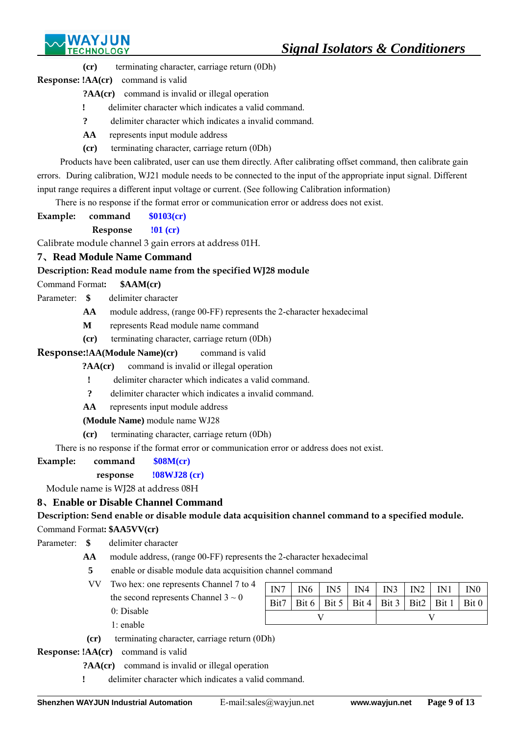**(cr)** terminating character, carriage return (0Dh)

**Response: !AA(cr)** command is valid

**?AA(cr)** command is invalid or illegal operation

**!** delimiter character which indicates a valid command.

**?** delimiter character which indicates a invalid command.

**AA** represents input module address

**(cr)** terminating character, carriage return (0Dh)

Products have been calibrated, user can use them directly. After calibrating offset command, then calibrate gain errors. During calibration, WJ21 module needs to be connected to the input of the appropriate input signal. Different input range requires a different input voltage or current. (See following Calibration information)

There is no response if the format error or communication error or address does not exist.

**Example: command** **$0103(cr)**

**Response** **!01 (cr)**

Calibrate module channel 3 gain errors at address 01H.

## 7、Read Module Name Command

**Description: Read module name from the specified WJ28 module**

Command Format**: $AAM(cr)**

Parameter: **$** delimiter character

**AA** module address, (range 00-FF) represents the 2-character hexadecimal

**M** represents Read module name command

**(cr)** terminating character, carriage return (0Dh)

**Response:!AA(Module Name)(cr)** command is valid

**?AA(cr)** command is invalid or illegal operation

**!** delimiter character which indicates a valid command.

**?** delimiter character which indicates a invalid command.

**AA** represents input module address

**(Module Name)** module name WJ28

**(cr)** terminating character, carriage return (0Dh)

There is no response if the format error or communication error or address does not exist.

**Example: command** **$08M(cr)**

**response** **!08WJ28 (cr)**

Module name is WJ28 at address 08H

## 8、Enable or Disable Channel Command

**Description: Send enable or disable module data acquisition channel command to a specified module.**

Command Format**: $AA5VV(cr)**

Parameter: **$** delimiter character

**AA** module address, (range 00-FF) represents the 2-character hexadecimal

**5** enable or disable module data acquisition channel command

VV Two hex: one represents Channel 7 to 4, the second represents Channel 3 ~ 0

0: Disable

1: enable

| IN7 | IN6 | IN5 | IN4 | IN3 | IN2 | IN1 | IN0 |
|---|---|---|---|---|---|---|---|
| Bit7 | Bit 6 | Bit 5 | Bit 4 | Bit 3 | Bit2 | Bit 1 | Bit 0 |
| V | | | | V | | | |

**(cr)** terminating character, carriage return (0Dh)

**Response: !AA(cr)** command is valid

**?AA(cr)** command is invalid or illegal operation

**!** delimiter character which indicates a valid command.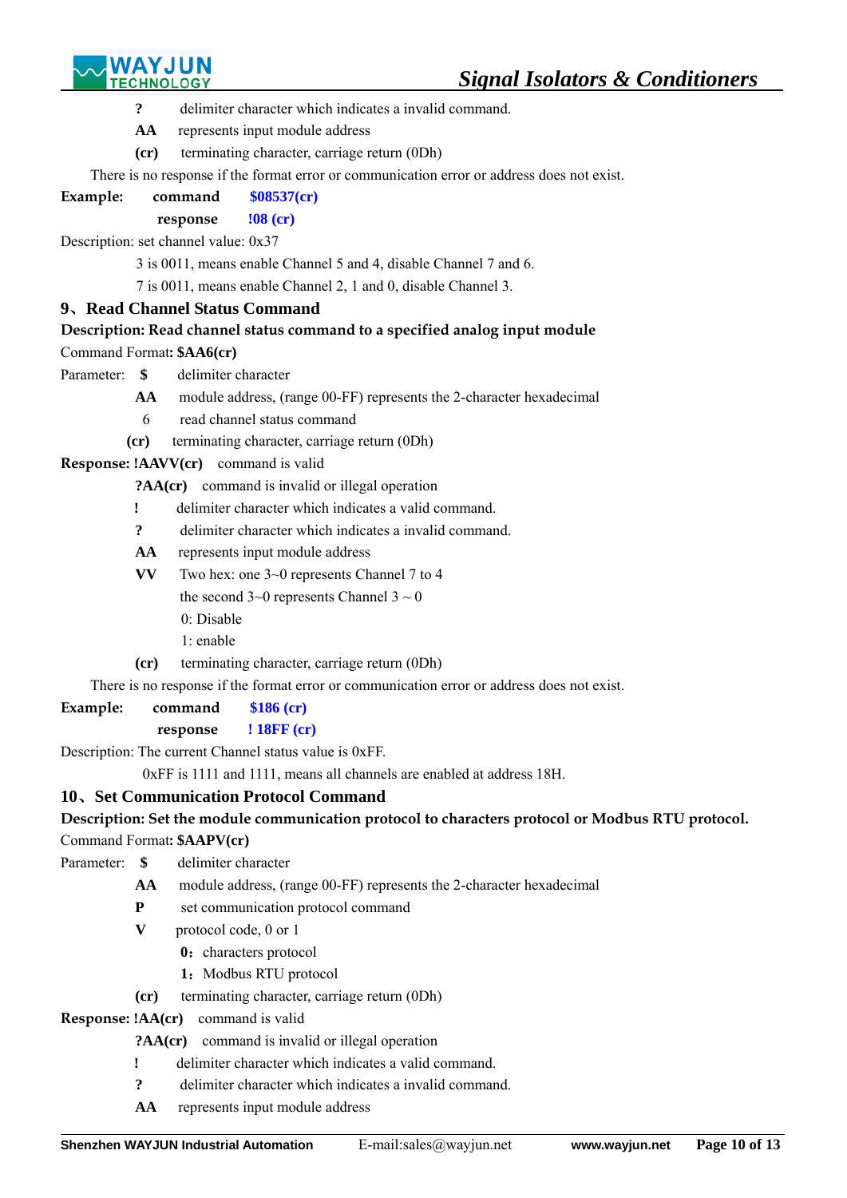**?** delimiter character which indicates a invalid command.

**AA** represents input module address

**(cr)** terminating character, carriage return (0Dh)

There is no response if the format error or communication error or address does not exist.

**Example:** **command** **$08537(cr)**

**response** **!08 (cr)**

Description: set channel value: 0x37

3 is 0011, means enable Channel 5 and 4, disable Channel 7 and 6.

7 is 0011, means enable Channel 2, 1 and 0, disable Channel 3.

## 9、Read Channel Status Command

**Description: Read channel status command to a specified analog input module**

Command Format**: $AA6(cr)**

Parameter: **$** delimiter character

**AA** module address, (range 00-FF) represents the 2-character hexadecimal

6 read channel status command

**(cr)** terminating character, carriage return (0Dh)

**Response: !AAVV(cr)** command is valid

**?AA(cr)** command is invalid or illegal operation

**!** delimiter character which indicates a valid command.

**?** delimiter character which indicates a invalid command.

**AA** represents input module address

**VV** Two hex: one 3~0 represents Channel 7 to 4

the second 3~0 represents Channel 3 ~ 0

0: Disable

1: enable

**(cr)** terminating character, carriage return (0Dh)

There is no response if the format error or communication error or address does not exist.

**Example:** **command** **$186 (cr)**

**response** **! 18FF (cr)**

Description: The current Channel status value is 0xFF.

0xFF is 1111 and 1111, means all channels are enabled at address 18H.

## 10、Set Communication Protocol Command

**Description: Set the module communication protocol to characters protocol or Modbus RTU protocol.**

Command Format**: $AAPV(cr)**

Parameter: **$** delimiter character

**AA** module address, (range 00-FF) represents the 2-character hexadecimal

**P** set communication protocol command

**V** protocol code, 0 or 1

**0**：characters protocol

**1**：Modbus RTU protocol

**(cr)** terminating character, carriage return (0Dh)

**Response: !AA(cr)** command is valid

**?AA(cr)** command is invalid or illegal operation

**!** delimiter character which indicates a valid command.

**?** delimiter character which indicates a invalid command.

**AA** represents input module address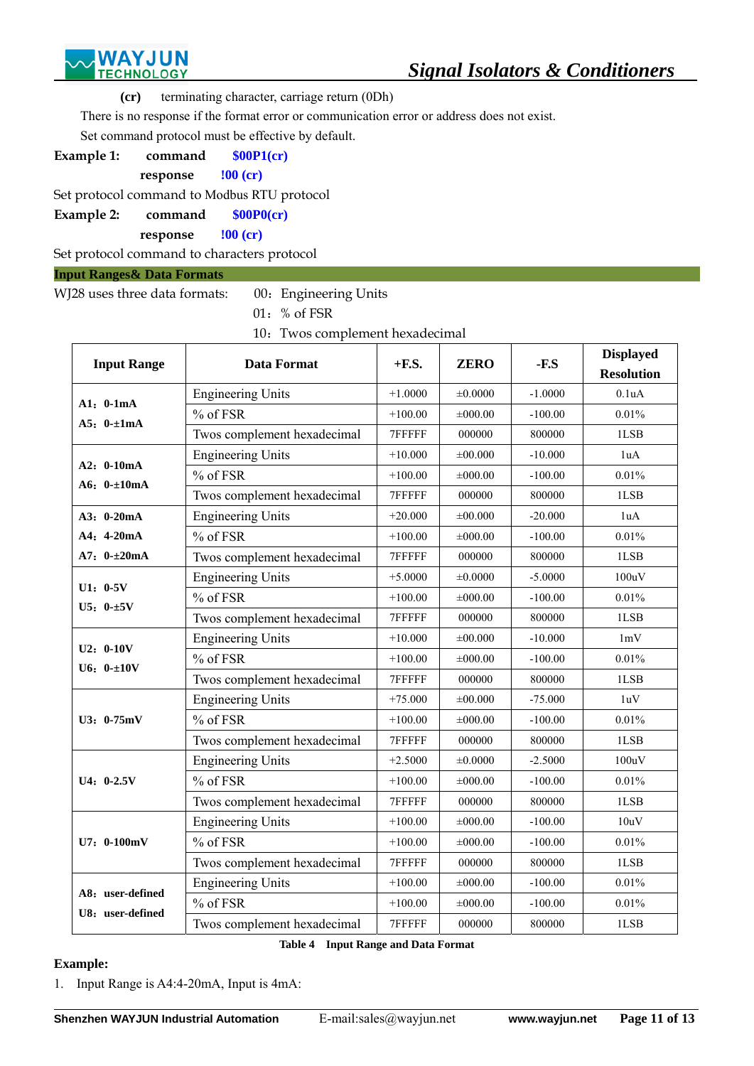**(cr)** terminating character, carriage return (0Dh)

There is no response if the format error or communication error or address does not exist.

Set command protocol must be effective by default.

**Example 1:** **command** **$00P1(cr)**

**response** **!00 (cr)**

Set protocol command to Modbus RTU protocol

**Example 2:** **command** **$00P0(cr)**

**response** **!00 (cr)**

Set protocol command to characters protocol

## Input Ranges& Data Formats

WJ28 uses three data formats: 00：Engineering Units

01：% of FSR

10：Twos complement hexadecimal

| Input Range | Data Format | +F.S. | ZERO | -F.S | Displayed Resolution |
|---|---|---|---|---|---|
| **A1：0-1mA**<br>**A5：0-±1mA** | Engineering Units | +1.0000 | ±0.0000 | -1.0000 | 0.1uA |
| | % of FSR | +100.00 | ±000.00 | -100.00 | 0.01% |
| | Twos complement hexadecimal | 7FFFFF | 000000 | 800000 | 1LSB |
| **A2：0-10mA**<br>**A6：0-±10mA** | Engineering Units | +10.000 | ±00.000 | -10.000 | 1uA |
| | % of FSR | +100.00 | ±000.00 | -100.00 | 0.01% |
| | Twos complement hexadecimal | 7FFFFF | 000000 | 800000 | 1LSB |
| **A3：0-20mA**<br>**A4：4-20mA**<br>**A7：0-±20mA** | Engineering Units | +20.000 | ±00.000 | -20.000 | 1uA |
| | % of FSR | +100.00 | ±000.00 | -100.00 | 0.01% |
| | Twos complement hexadecimal | 7FFFFF | 000000 | 800000 | 1LSB |
| **U1：0-5V**<br>**U5：0-±5V** | Engineering Units | +5.0000 | ±0.0000 | -5.0000 | 100uV |
| | % of FSR | +100.00 | ±000.00 | -100.00 | 0.01% |
| | Twos complement hexadecimal | 7FFFFF | 000000 | 800000 | 1LSB |
| **U2：0-10V**<br>**U6：0-±10V** | Engineering Units | +10.000 | ±00.000 | -10.000 | 1mV |
| | % of FSR | +100.00 | ±000.00 | -100.00 | 0.01% |
| | Twos complement hexadecimal | 7FFFFF | 000000 | 800000 | 1LSB |
| **U3：0-75mV** | Engineering Units | +75.000 | ±00.000 | -75.000 | 1uV |
| | % of FSR | +100.00 | ±000.00 | -100.00 | 0.01% |
| | Twos complement hexadecimal | 7FFFFF | 000000 | 800000 | 1LSB |
| **U4：0-2.5V** | Engineering Units | +2.5000 | ±0.0000 | -2.5000 | 100uV |
| | % of FSR | +100.00 | ±000.00 | -100.00 | 0.01% |
| | Twos complement hexadecimal | 7FFFFF | 000000 | 800000 | 1LSB |
| **U7：0-100mV** | Engineering Units | +100.00 | ±000.00 | -100.00 | 10uV |
| | % of FSR | +100.00 | ±000.00 | -100.00 | 0.01% |
| | Twos complement hexadecimal | 7FFFFF | 000000 | 800000 | 1LSB |
| **A8：user-defined**<br>**U8：user-defined** | Engineering Units | +100.00 | ±000.00 | -100.00 | 0.01% |
| | % of FSR | +100.00 | ±000.00 | -100.00 | 0.01% |
| | Twos complement hexadecimal | 7FFFFF | 000000 | 800000 | 1LSB |

**Table 4 Input Range and Data Format**

**Example:**

1. Input Range is A4:4-20mA, Input is 4mA: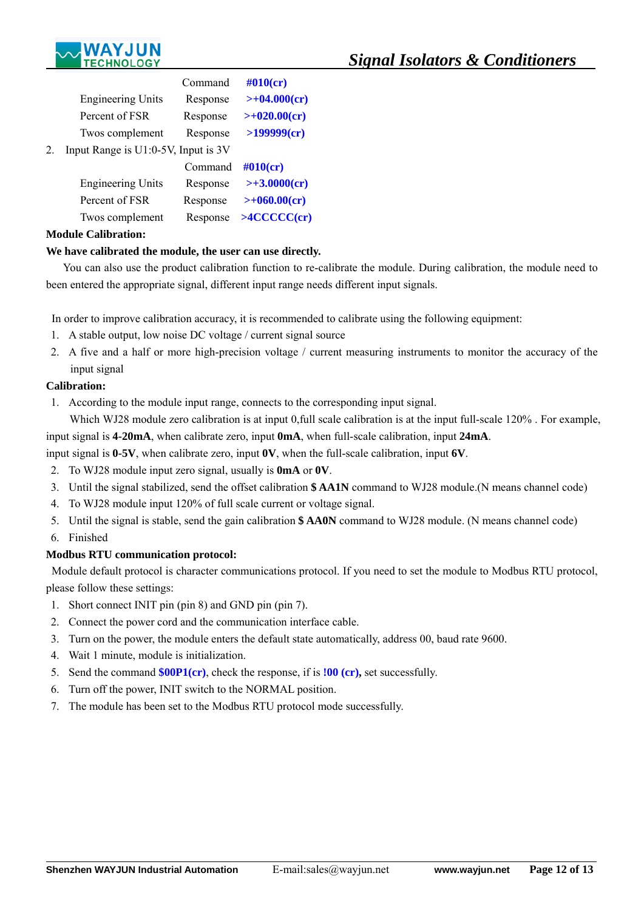| | Command | **#010(cr)** |
|---|---|---|
| Engineering Units | Response | **>+04.000(cr)** |
| Percent of FSR | Response | **>+020.00(cr)** |
| Twos complement | Response | **>199999(cr)** |

2. Input Range is U1:0-5V, Input is 3V

| | Command | **#010(cr)** |
|---|---|---|
| Engineering Units | Response | **>+3.0000(cr)** |
| Percent of FSR | Response | **>+060.00(cr)** |
| Twos complement | Response | **>4CCCCC(cr)** |

**Module Calibration:**

**We have calibrated the module, the user can use directly.**

You can also use the product calibration function to re-calibrate the module. During calibration, the module need to been entered the appropriate signal, different input range needs different input signals.

In order to improve calibration accuracy, it is recommended to calibrate using the following equipment:

1. A stable output, low noise DC voltage / current signal source
2. A five and a half or more high-precision voltage / current measuring instruments to monitor the accuracy of the input signal

**Calibration:**

1. According to the module input range, connects to the corresponding input signal.

   Which WJ28 module zero calibration is at input 0,full scale calibration is at the input full-scale 120% . For example, input signal is **4-20mA**, when calibrate zero, input **0mA**, when full-scale calibration, input **24mA**.
   input signal is **0-5V**, when calibrate zero, input **0V**, when the full-scale calibration, input **6V**.
2. To WJ28 module input zero signal, usually is **0mA** or **0V**.
3. Until the signal stabilized, send the offset calibration **$ AA1N** command to WJ28 module.(N means channel code)
4. To WJ28 module input 120% of full scale current or voltage signal.
5. Until the signal is stable, send the gain calibration **$ AA0N** command to WJ28 module. (N means channel code)
6. Finished

**Modbus RTU communication protocol:**

Module default protocol is character communications protocol. If you need to set the module to Modbus RTU protocol, please follow these settings:

1. Short connect INIT pin (pin 8) and GND pin (pin 7).
2. Connect the power cord and the communication interface cable.
3. Turn on the power, the module enters the default state automatically, address 00, baud rate 9600.
4. Wait 1 minute, module is initialization.
5. Send the command **$00P1(cr)**, check the response, if is **!00 (cr),** set successfully.
6. Turn off the power, INIT switch to the NORMAL position.
7. The module has been set to the Modbus RTU protocol mode successfully.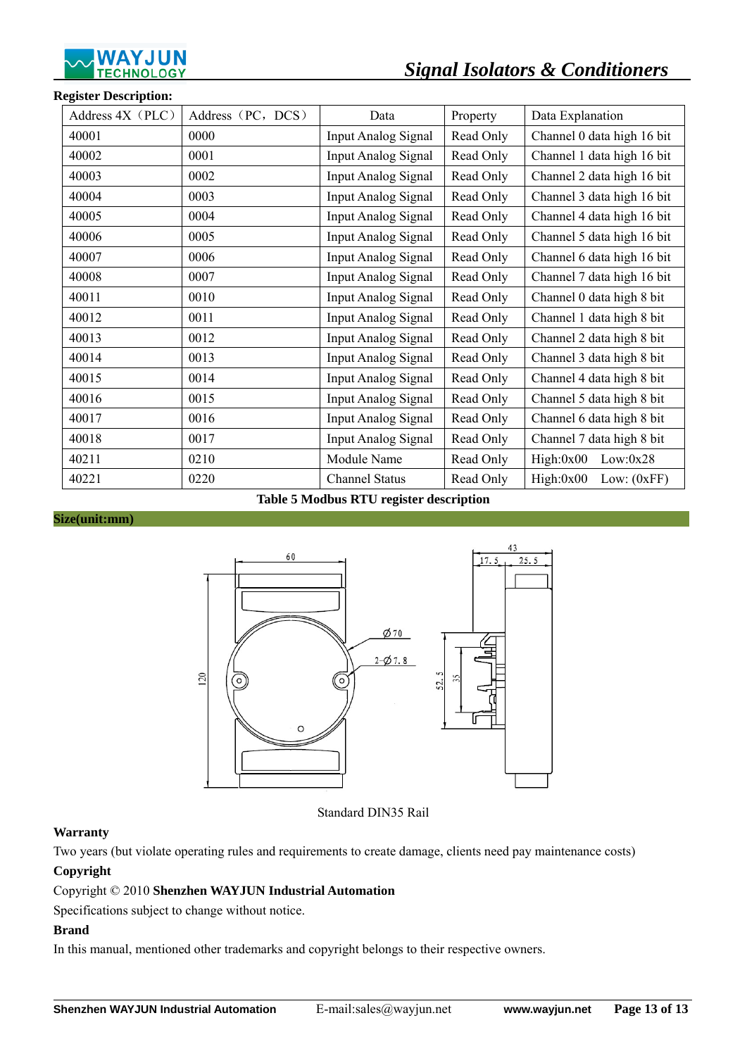**Register Description:**

| Address 4X（PLC） | Address（PC，DCS） | Data | Property | Data Explanation |
|---|---|---|---|---|
| 40001 | 0000 | Input Analog Signal | Read Only | Channel 0 data high 16 bit |
| 40002 | 0001 | Input Analog Signal | Read Only | Channel 1 data high 16 bit |
| 40003 | 0002 | Input Analog Signal | Read Only | Channel 2 data high 16 bit |
| 40004 | 0003 | Input Analog Signal | Read Only | Channel 3 data high 16 bit |
| 40005 | 0004 | Input Analog Signal | Read Only | Channel 4 data high 16 bit |
| 40006 | 0005 | Input Analog Signal | Read Only | Channel 5 data high 16 bit |
| 40007 | 0006 | Input Analog Signal | Read Only | Channel 6 data high 16 bit |
| 40008 | 0007 | Input Analog Signal | Read Only | Channel 7 data high 16 bit |
| 40011 | 0010 | Input Analog Signal | Read Only | Channel 0 data high 8 bit |
| 40012 | 0011 | Input Analog Signal | Read Only | Channel 1 data high 8 bit |
| 40013 | 0012 | Input Analog Signal | Read Only | Channel 2 data high 8 bit |
| 40014 | 0013 | Input Analog Signal | Read Only | Channel 3 data high 8 bit |
| 40015 | 0014 | Input Analog Signal | Read Only | Channel 4 data high 8 bit |
| 40016 | 0015 | Input Analog Signal | Read Only | Channel 5 data high 8 bit |
| 40017 | 0016 | Input Analog Signal | Read Only | Channel 6 data high 8 bit |
| 40018 | 0017 | Input Analog Signal | Read Only | Channel 7 data high 8 bit |
| 40211 | 0210 | Module Name | Read Only | High:0x00 Low:0x28 |
| 40221 | 0220 | Channel Status | Read Only | High:0x00 Low: (0xFF) |

**Table 5 Modbus RTU register description**

**Size(unit:mm)**

60

Ø70

2-Ø7.8

120

43

17.5

25.5

52.5

35

Standard DIN35 Rail

**Warranty**

Two years (but violate operating rules and requirements to create damage, clients need pay maintenance costs)

**Copyright**

Copyright © 2010 **Shenzhen WAYJUN Industrial Automation**

Specifications subject to change without notice.

**Brand**

In this manual, mentioned other trademarks and copyright belongs to their respective owners.